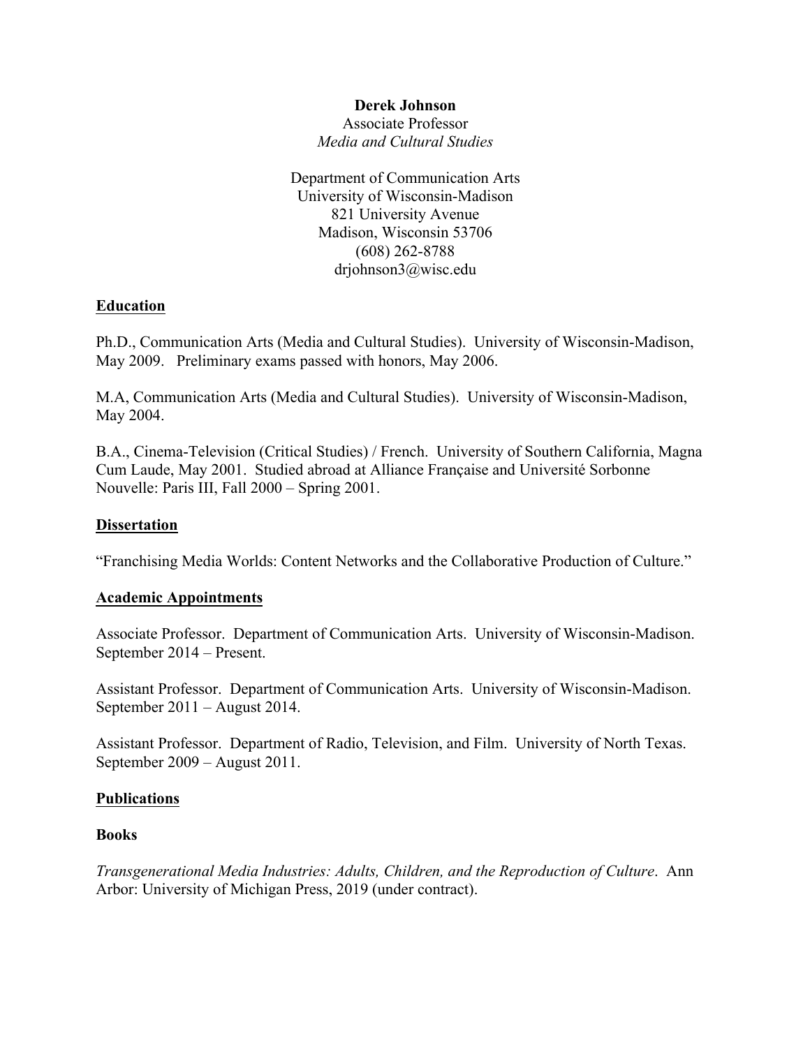**Derek Johnson**
Associate Professor
*Media and Cultural Studies*

Department of Communication Arts
University of Wisconsin-Madison
821 University Avenue
Madison, Wisconsin 53706
(608) 262-8788
drjohnson3@wisc.edu

## Education

Ph.D., Communication Arts (Media and Cultural Studies). University of Wisconsin-Madison, May 2009. Preliminary exams passed with honors, May 2006.

M.A, Communication Arts (Media and Cultural Studies). University of Wisconsin-Madison, May 2004.

B.A., Cinema-Television (Critical Studies) / French. University of Southern California, Magna Cum Laude, May 2001. Studied abroad at Alliance Française and Université Sorbonne Nouvelle: Paris III, Fall 2000 – Spring 2001.

## Dissertation

"Franchising Media Worlds: Content Networks and the Collaborative Production of Culture."

## Academic Appointments

Associate Professor. Department of Communication Arts. University of Wisconsin-Madison. September 2014 – Present.

Assistant Professor. Department of Communication Arts. University of Wisconsin-Madison. September 2011 – August 2014.

Assistant Professor. Department of Radio, Television, and Film. University of North Texas. September 2009 – August 2011.

## Publications

### Books

*Transgenerational Media Industries: Adults, Children, and the Reproduction of Culture*. Ann Arbor: University of Michigan Press, 2019 (under contract).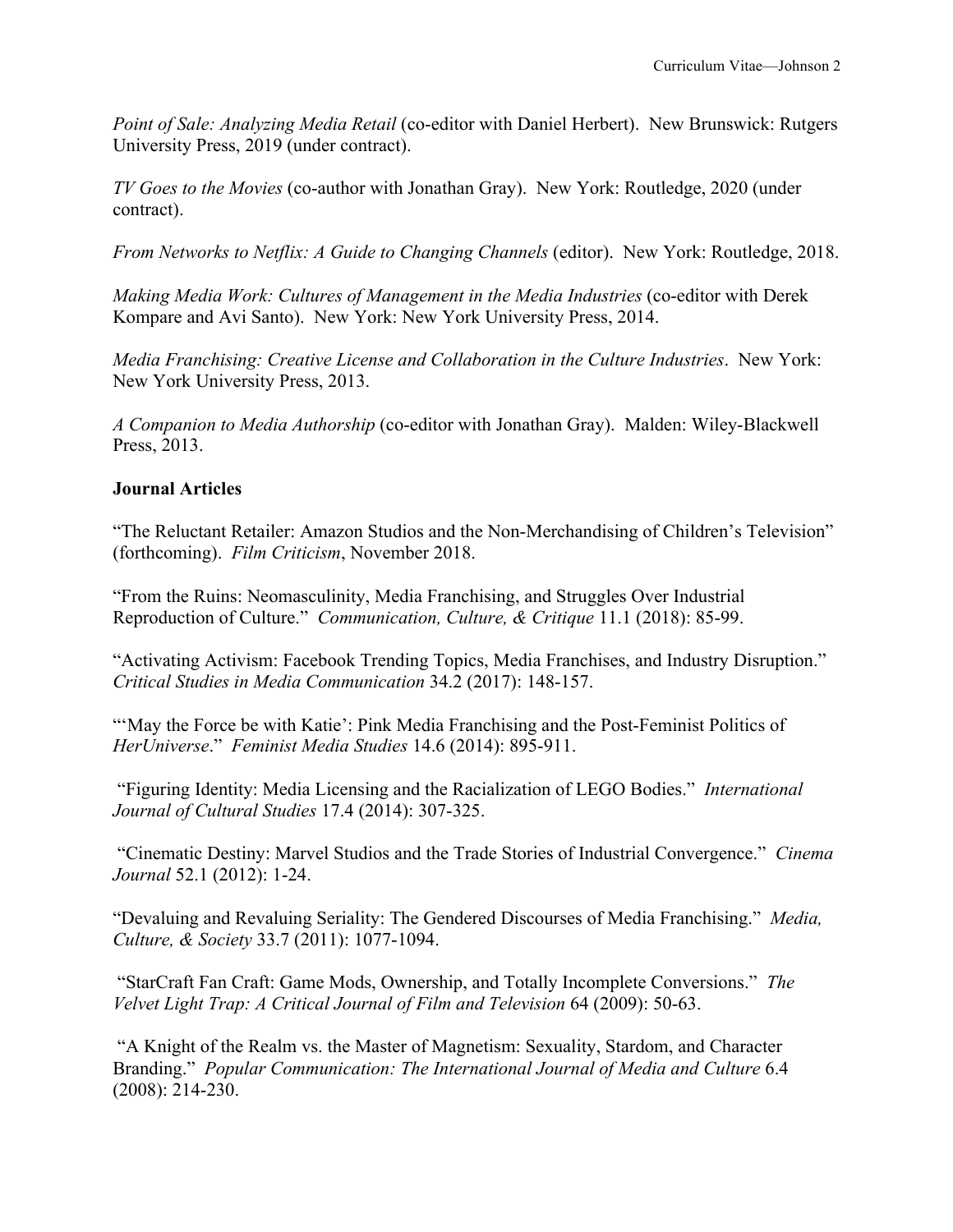*Point of Sale: Analyzing Media Retail* (co-editor with Daniel Herbert). New Brunswick: Rutgers University Press, 2019 (under contract).

*TV Goes to the Movies* (co-author with Jonathan Gray). New York: Routledge, 2020 (under contract).

*From Networks to Netflix: A Guide to Changing Channels* (editor). New York: Routledge, 2018.

*Making Media Work: Cultures of Management in the Media Industries* (co-editor with Derek Kompare and Avi Santo). New York: New York University Press, 2014.

*Media Franchising: Creative License and Collaboration in the Culture Industries*. New York: New York University Press, 2013.

*A Companion to Media Authorship* (co-editor with Jonathan Gray). Malden: Wiley-Blackwell Press, 2013.

**Journal Articles**

"The Reluctant Retailer: Amazon Studios and the Non-Merchandising of Children's Television" (forthcoming). *Film Criticism*, November 2018.

"From the Ruins: Neomasculinity, Media Franchising, and Struggles Over Industrial Reproduction of Culture." *Communication, Culture, & Critique* 11.1 (2018): 85-99.

"Activating Activism: Facebook Trending Topics, Media Franchises, and Industry Disruption." *Critical Studies in Media Communication* 34.2 (2017): 148-157.

"'May the Force be with Katie': Pink Media Franchising and the Post-Feminist Politics of *HerUniverse*." *Feminist Media Studies* 14.6 (2014): 895-911.

"Figuring Identity: Media Licensing and the Racialization of LEGO Bodies." *International Journal of Cultural Studies* 17.4 (2014): 307-325.

"Cinematic Destiny: Marvel Studios and the Trade Stories of Industrial Convergence." *Cinema Journal* 52.1 (2012): 1-24.

"Devaluing and Revaluing Seriality: The Gendered Discourses of Media Franchising." *Media, Culture, & Society* 33.7 (2011): 1077-1094.

"StarCraft Fan Craft: Game Mods, Ownership, and Totally Incomplete Conversions." *The Velvet Light Trap: A Critical Journal of Film and Television* 64 (2009): 50-63.

"A Knight of the Realm vs. the Master of Magnetism: Sexuality, Stardom, and Character Branding." *Popular Communication: The International Journal of Media and Culture* 6.4 (2008): 214-230.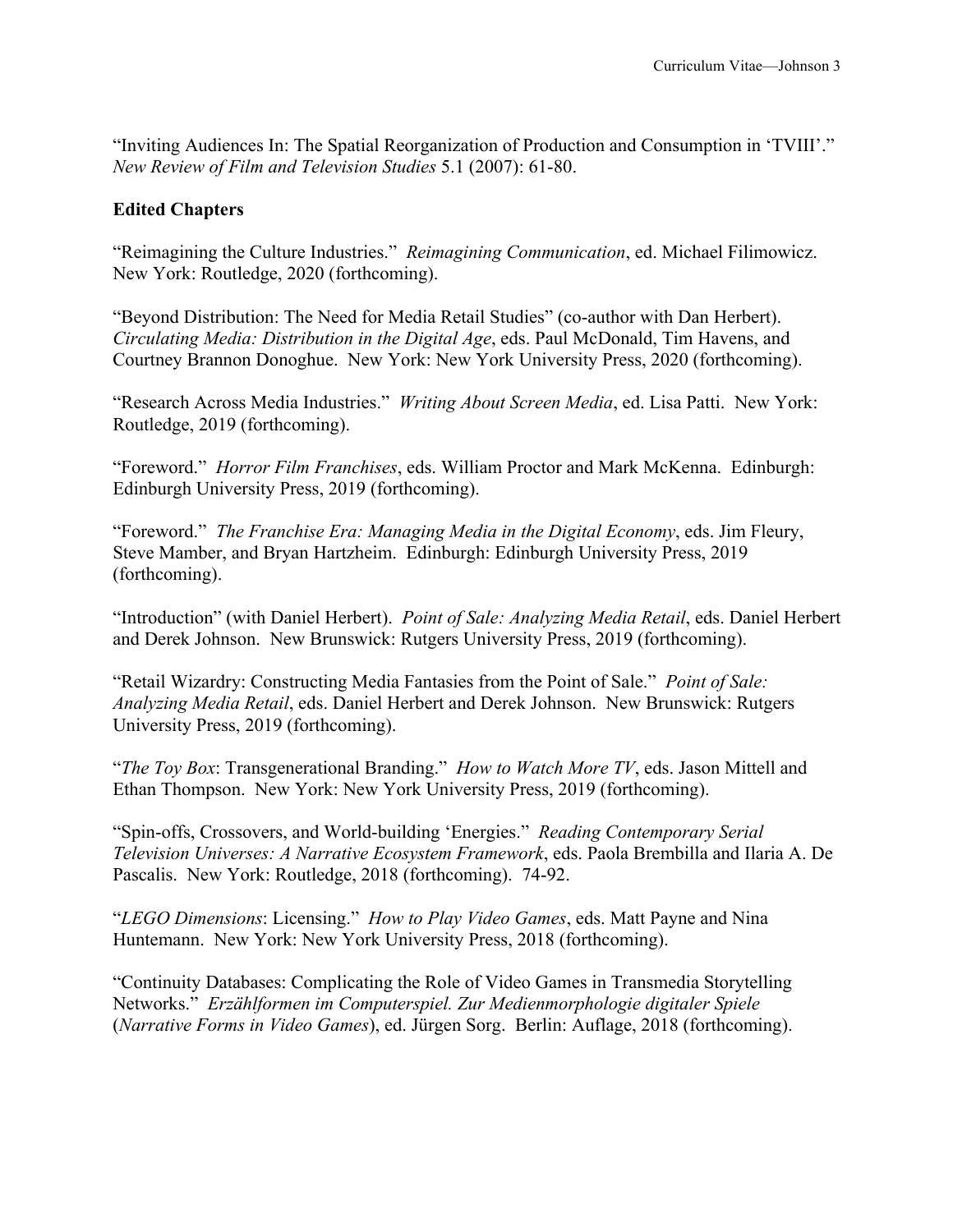"Inviting Audiences In: The Spatial Reorganization of Production and Consumption in 'TVIII'." *New Review of Film and Television Studies* 5.1 (2007): 61-80.

### Edited Chapters

"Reimagining the Culture Industries." *Reimagining Communication*, ed. Michael Filimowicz. New York: Routledge, 2020 (forthcoming).

"Beyond Distribution: The Need for Media Retail Studies" (co-author with Dan Herbert). *Circulating Media: Distribution in the Digital Age*, eds. Paul McDonald, Tim Havens, and Courtney Brannon Donoghue. New York: New York University Press, 2020 (forthcoming).

"Research Across Media Industries." *Writing About Screen Media*, ed. Lisa Patti. New York: Routledge, 2019 (forthcoming).

"Foreword." *Horror Film Franchises*, eds. William Proctor and Mark McKenna. Edinburgh: Edinburgh University Press, 2019 (forthcoming).

"Foreword." *The Franchise Era: Managing Media in the Digital Economy*, eds. Jim Fleury, Steve Mamber, and Bryan Hartzheim. Edinburgh: Edinburgh University Press, 2019 (forthcoming).

"Introduction" (with Daniel Herbert). *Point of Sale: Analyzing Media Retail*, eds. Daniel Herbert and Derek Johnson. New Brunswick: Rutgers University Press, 2019 (forthcoming).

"Retail Wizardry: Constructing Media Fantasies from the Point of Sale." *Point of Sale: Analyzing Media Retail*, eds. Daniel Herbert and Derek Johnson. New Brunswick: Rutgers University Press, 2019 (forthcoming).

"*The Toy Box*: Transgenerational Branding." *How to Watch More TV*, eds. Jason Mittell and Ethan Thompson. New York: New York University Press, 2019 (forthcoming).

"Spin-offs, Crossovers, and World-building 'Energies." *Reading Contemporary Serial Television Universes: A Narrative Ecosystem Framework*, eds. Paola Brembilla and Ilaria A. De Pascalis. New York: Routledge, 2018 (forthcoming). 74-92.

"*LEGO Dimensions*: Licensing." *How to Play Video Games*, eds. Matt Payne and Nina Huntemann. New York: New York University Press, 2018 (forthcoming).

"Continuity Databases: Complicating the Role of Video Games in Transmedia Storytelling Networks." *Erzählformen im Computerspiel. Zur Medienmorphologie digitaler Spiele* (*Narrative Forms in Video Games*), ed. Jürgen Sorg. Berlin: Auflage, 2018 (forthcoming).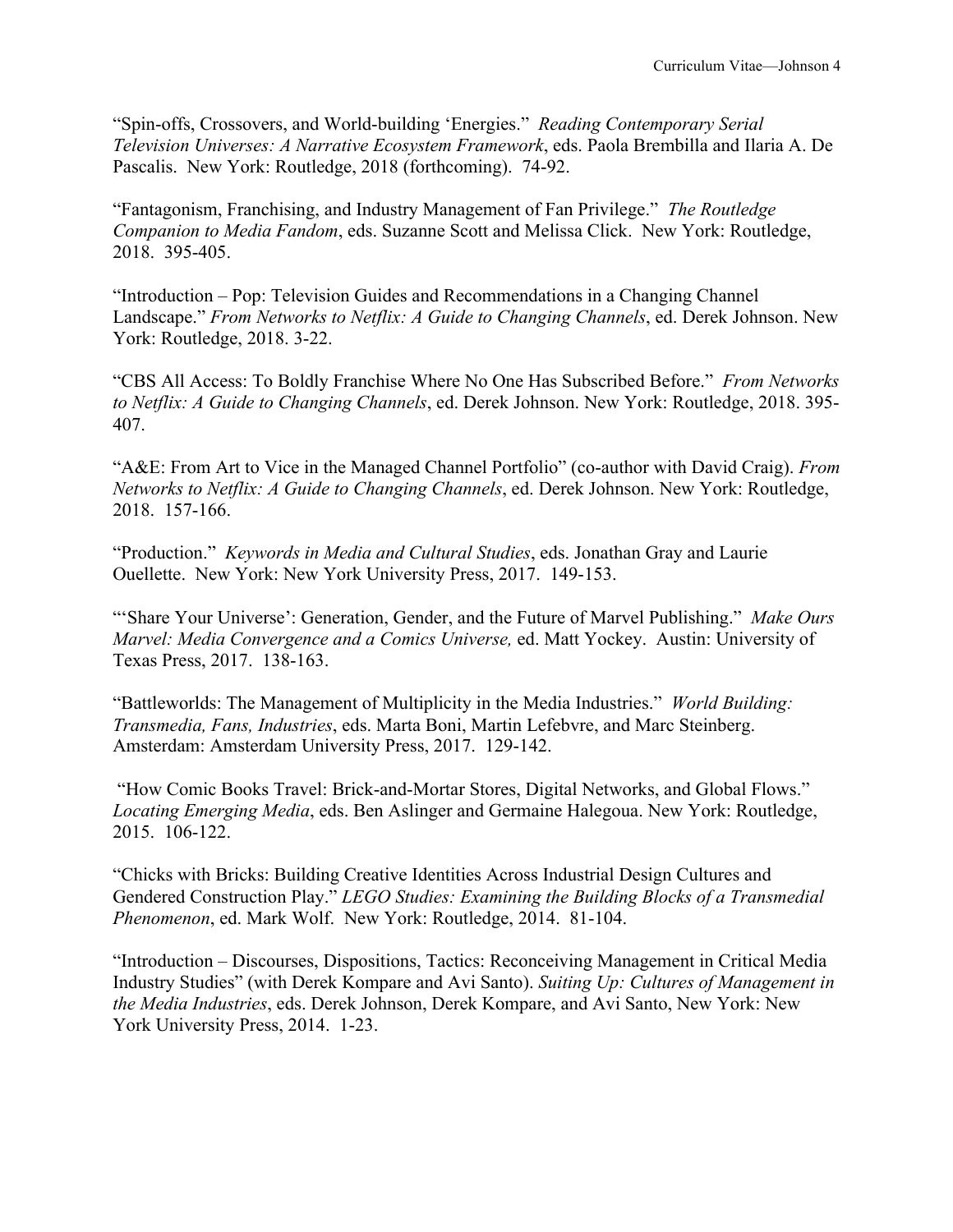"Spin-offs, Crossovers, and World-building 'Energies." *Reading Contemporary Serial Television Universes: A Narrative Ecosystem Framework*, eds. Paola Brembilla and Ilaria A. De Pascalis. New York: Routledge, 2018 (forthcoming). 74-92.

"Fantagonism, Franchising, and Industry Management of Fan Privilege." *The Routledge Companion to Media Fandom*, eds. Suzanne Scott and Melissa Click. New York: Routledge, 2018. 395-405.

"Introduction – Pop: Television Guides and Recommendations in a Changing Channel Landscape." *From Networks to Netflix: A Guide to Changing Channels*, ed. Derek Johnson. New York: Routledge, 2018. 3-22.

"CBS All Access: To Boldly Franchise Where No One Has Subscribed Before." *From Networks to Netflix: A Guide to Changing Channels*, ed. Derek Johnson. New York: Routledge, 2018. 395-407.

"A&E: From Art to Vice in the Managed Channel Portfolio" (co-author with David Craig). *From Networks to Netflix: A Guide to Changing Channels*, ed. Derek Johnson. New York: Routledge, 2018. 157-166.

"Production." *Keywords in Media and Cultural Studies*, eds. Jonathan Gray and Laurie Ouellette. New York: New York University Press, 2017. 149-153.

"'Share Your Universe': Generation, Gender, and the Future of Marvel Publishing." *Make Ours Marvel: Media Convergence and a Comics Universe,* ed. Matt Yockey. Austin: University of Texas Press, 2017. 138-163.

"Battleworlds: The Management of Multiplicity in the Media Industries." *World Building: Transmedia, Fans, Industries*, eds. Marta Boni, Martin Lefebvre, and Marc Steinberg. Amsterdam: Amsterdam University Press, 2017. 129-142.

"How Comic Books Travel: Brick-and-Mortar Stores, Digital Networks, and Global Flows." *Locating Emerging Media*, eds. Ben Aslinger and Germaine Halegoua. New York: Routledge, 2015. 106-122.

"Chicks with Bricks: Building Creative Identities Across Industrial Design Cultures and Gendered Construction Play." *LEGO Studies: Examining the Building Blocks of a Transmedial Phenomenon*, ed. Mark Wolf. New York: Routledge, 2014. 81-104.

"Introduction – Discourses, Dispositions, Tactics: Reconceiving Management in Critical Media Industry Studies" (with Derek Kompare and Avi Santo). *Suiting Up: Cultures of Management in the Media Industries*, eds. Derek Johnson, Derek Kompare, and Avi Santo, New York: New York University Press, 2014. 1-23.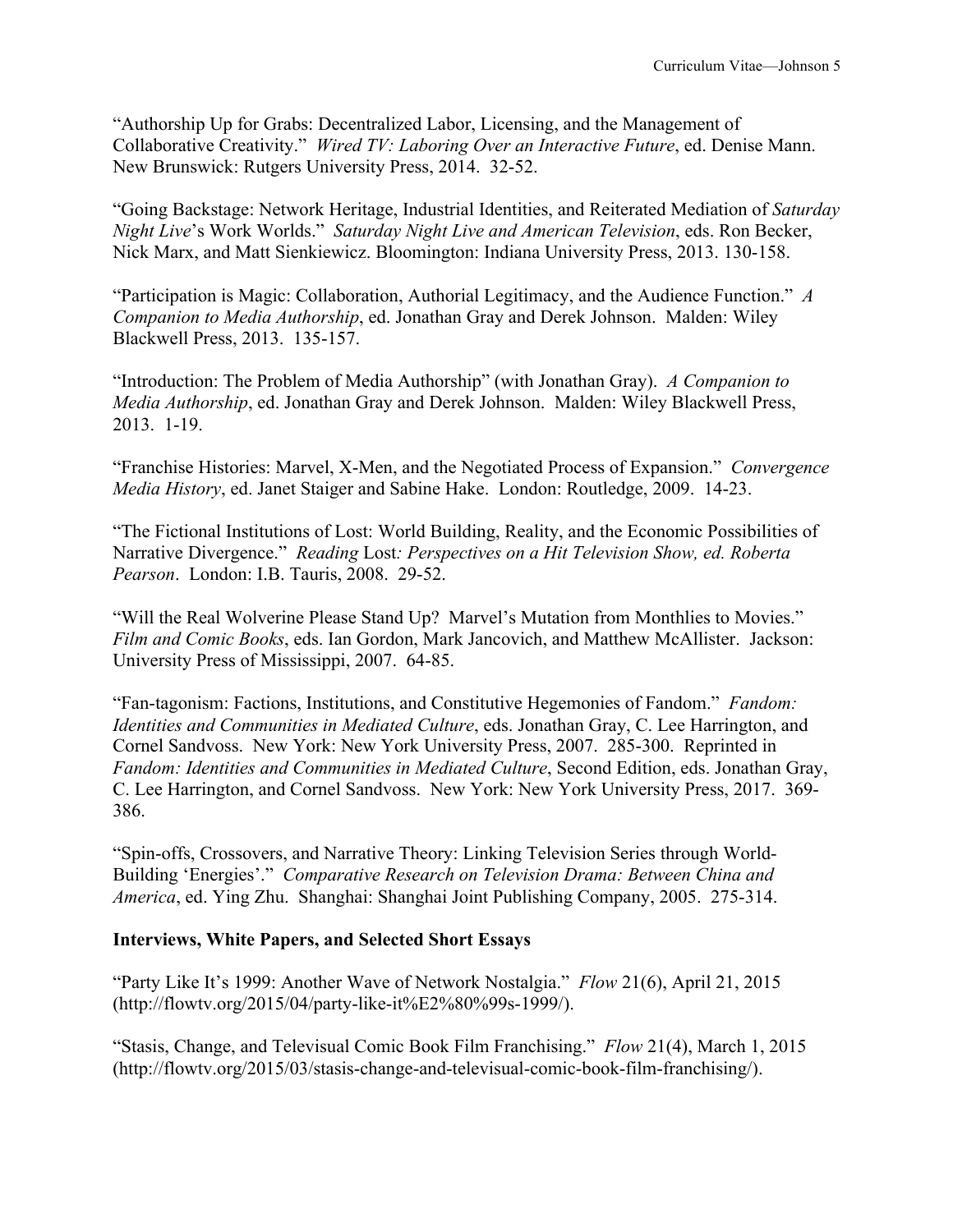"Authorship Up for Grabs: Decentralized Labor, Licensing, and the Management of Collaborative Creativity." *Wired TV: Laboring Over an Interactive Future*, ed. Denise Mann. New Brunswick: Rutgers University Press, 2014. 32-52.

"Going Backstage: Network Heritage, Industrial Identities, and Reiterated Mediation of *Saturday Night Live*'s Work Worlds." *Saturday Night Live and American Television*, eds. Ron Becker, Nick Marx, and Matt Sienkiewicz. Bloomington: Indiana University Press, 2013. 130-158.

"Participation is Magic: Collaboration, Authorial Legitimacy, and the Audience Function." *A Companion to Media Authorship*, ed. Jonathan Gray and Derek Johnson. Malden: Wiley Blackwell Press, 2013. 135-157.

"Introduction: The Problem of Media Authorship" (with Jonathan Gray). *A Companion to Media Authorship*, ed. Jonathan Gray and Derek Johnson. Malden: Wiley Blackwell Press, 2013. 1-19.

"Franchise Histories: Marvel, X-Men, and the Negotiated Process of Expansion." *Convergence Media History*, ed. Janet Staiger and Sabine Hake. London: Routledge, 2009. 14-23.

"The Fictional Institutions of Lost: World Building, Reality, and the Economic Possibilities of Narrative Divergence." *Reading* Lost*: Perspectives on a Hit Television Show, ed. Roberta Pearson*. London: I.B. Tauris, 2008. 29-52.

"Will the Real Wolverine Please Stand Up? Marvel's Mutation from Monthlies to Movies." *Film and Comic Books*, eds. Ian Gordon, Mark Jancovich, and Matthew McAllister. Jackson: University Press of Mississippi, 2007. 64-85.

"Fan-tagonism: Factions, Institutions, and Constitutive Hegemonies of Fandom." *Fandom: Identities and Communities in Mediated Culture*, eds. Jonathan Gray, C. Lee Harrington, and Cornel Sandvoss. New York: New York University Press, 2007. 285-300. Reprinted in *Fandom: Identities and Communities in Mediated Culture*, Second Edition, eds. Jonathan Gray, C. Lee Harrington, and Cornel Sandvoss. New York: New York University Press, 2017. 369-386.

"Spin-offs, Crossovers, and Narrative Theory: Linking Television Series through World-Building 'Energies'." *Comparative Research on Television Drama: Between China and America*, ed. Ying Zhu. Shanghai: Shanghai Joint Publishing Company, 2005. 275-314.

**Interviews, White Papers, and Selected Short Essays**

"Party Like It's 1999: Another Wave of Network Nostalgia." *Flow* 21(6), April 21, 2015 (http://flowtv.org/2015/04/party-like-it%E2%80%99s-1999/).

"Stasis, Change, and Televisual Comic Book Film Franchising." *Flow* 21(4), March 1, 2015 (http://flowtv.org/2015/03/stasis-change-and-televisual-comic-book-film-franchising/).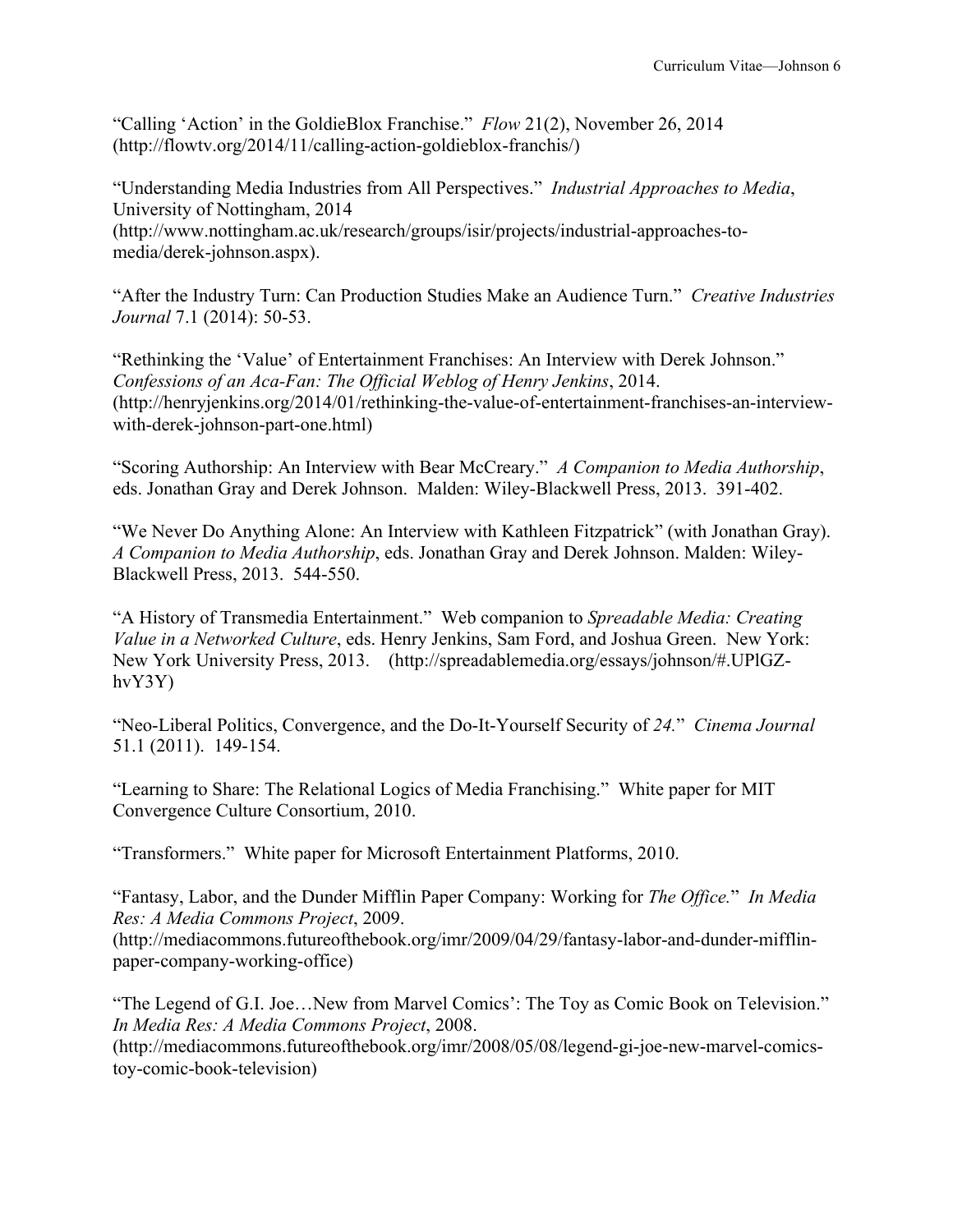"Calling 'Action' in the GoldieBlox Franchise." *Flow* 21(2), November 26, 2014 (http://flowtv.org/2014/11/calling-action-goldieblox-franchis/)

"Understanding Media Industries from All Perspectives." *Industrial Approaches to Media*, University of Nottingham, 2014 (http://www.nottingham.ac.uk/research/groups/isir/projects/industrial-approaches-to-media/derek-johnson.aspx).

"After the Industry Turn: Can Production Studies Make an Audience Turn." *Creative Industries Journal* 7.1 (2014): 50-53.

"Rethinking the 'Value' of Entertainment Franchises: An Interview with Derek Johnson." *Confessions of an Aca-Fan: The Official Weblog of Henry Jenkins*, 2014. (http://henryjenkins.org/2014/01/rethinking-the-value-of-entertainment-franchises-an-interview-with-derek-johnson-part-one.html)

"Scoring Authorship: An Interview with Bear McCreary." *A Companion to Media Authorship*, eds. Jonathan Gray and Derek Johnson. Malden: Wiley-Blackwell Press, 2013. 391-402.

"We Never Do Anything Alone: An Interview with Kathleen Fitzpatrick" (with Jonathan Gray). *A Companion to Media Authorship*, eds. Jonathan Gray and Derek Johnson. Malden: Wiley-Blackwell Press, 2013. 544-550.

"A History of Transmedia Entertainment." Web companion to *Spreadable Media: Creating Value in a Networked Culture*, eds. Henry Jenkins, Sam Ford, and Joshua Green. New York: New York University Press, 2013. (http://spreadablemedia.org/essays/johnson/#.UPlGZ-hvY3Y)

"Neo-Liberal Politics, Convergence, and the Do-It-Yourself Security of *24.*" *Cinema Journal* 51.1 (2011). 149-154.

"Learning to Share: The Relational Logics of Media Franchising." White paper for MIT Convergence Culture Consortium, 2010.

"Transformers." White paper for Microsoft Entertainment Platforms, 2010.

"Fantasy, Labor, and the Dunder Mifflin Paper Company: Working for *The Office.*" *In Media Res: A Media Commons Project*, 2009. (http://mediacommons.futureofthebook.org/imr/2009/04/29/fantasy-labor-and-dunder-mifflin-paper-company-working-office)

"The Legend of G.I. Joe…New from Marvel Comics': The Toy as Comic Book on Television." *In Media Res: A Media Commons Project*, 2008. (http://mediacommons.futureofthebook.org/imr/2008/05/08/legend-gi-joe-new-marvel-comics-toy-comic-book-television)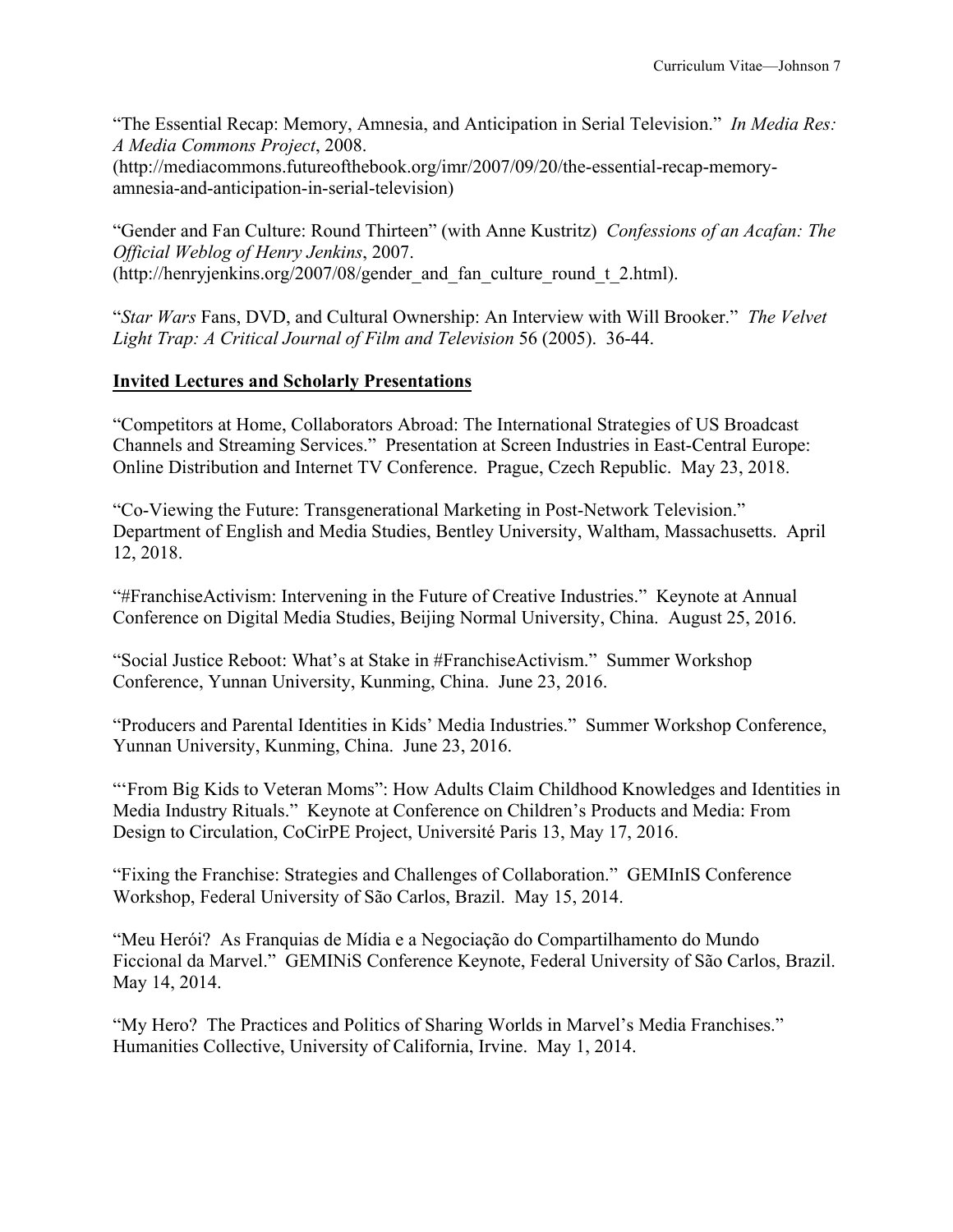"The Essential Recap: Memory, Amnesia, and Anticipation in Serial Television." *In Media Res: A Media Commons Project*, 2008. (http://mediacommons.futureofthebook.org/imr/2007/09/20/the-essential-recap-memory-amnesia-and-anticipation-in-serial-television)

"Gender and Fan Culture: Round Thirteen" (with Anne Kustritz) *Confessions of an Acafan: The Official Weblog of Henry Jenkins*, 2007. (http://henryjenkins.org/2007/08/gender_and_fan_culture_round_t_2.html).

"*Star Wars* Fans, DVD, and Cultural Ownership: An Interview with Will Brooker." *The Velvet Light Trap: A Critical Journal of Film and Television* 56 (2005). 36-44.

## Invited Lectures and Scholarly Presentations

"Competitors at Home, Collaborators Abroad: The International Strategies of US Broadcast Channels and Streaming Services." Presentation at Screen Industries in East-Central Europe: Online Distribution and Internet TV Conference. Prague, Czech Republic. May 23, 2018.

"Co-Viewing the Future: Transgenerational Marketing in Post-Network Television." Department of English and Media Studies, Bentley University, Waltham, Massachusetts. April 12, 2018.

"#FranchiseActivism: Intervening in the Future of Creative Industries." Keynote at Annual Conference on Digital Media Studies, Beijing Normal University, China. August 25, 2016.

"Social Justice Reboot: What's at Stake in #FranchiseActivism." Summer Workshop Conference, Yunnan University, Kunming, China. June 23, 2016.

"Producers and Parental Identities in Kids' Media Industries." Summer Workshop Conference, Yunnan University, Kunming, China. June 23, 2016.

"'From Big Kids to Veteran Moms": How Adults Claim Childhood Knowledges and Identities in Media Industry Rituals." Keynote at Conference on Children's Products and Media: From Design to Circulation, CoCirPE Project, Université Paris 13, May 17, 2016.

"Fixing the Franchise: Strategies and Challenges of Collaboration." GEMInIS Conference Workshop, Federal University of São Carlos, Brazil. May 15, 2014.

"Meu Herói? As Franquias de Mídia e a Negociação do Compartilhamento do Mundo Ficcional da Marvel." GEMINiS Conference Keynote, Federal University of São Carlos, Brazil. May 14, 2014.

"My Hero? The Practices and Politics of Sharing Worlds in Marvel's Media Franchises." Humanities Collective, University of California, Irvine. May 1, 2014.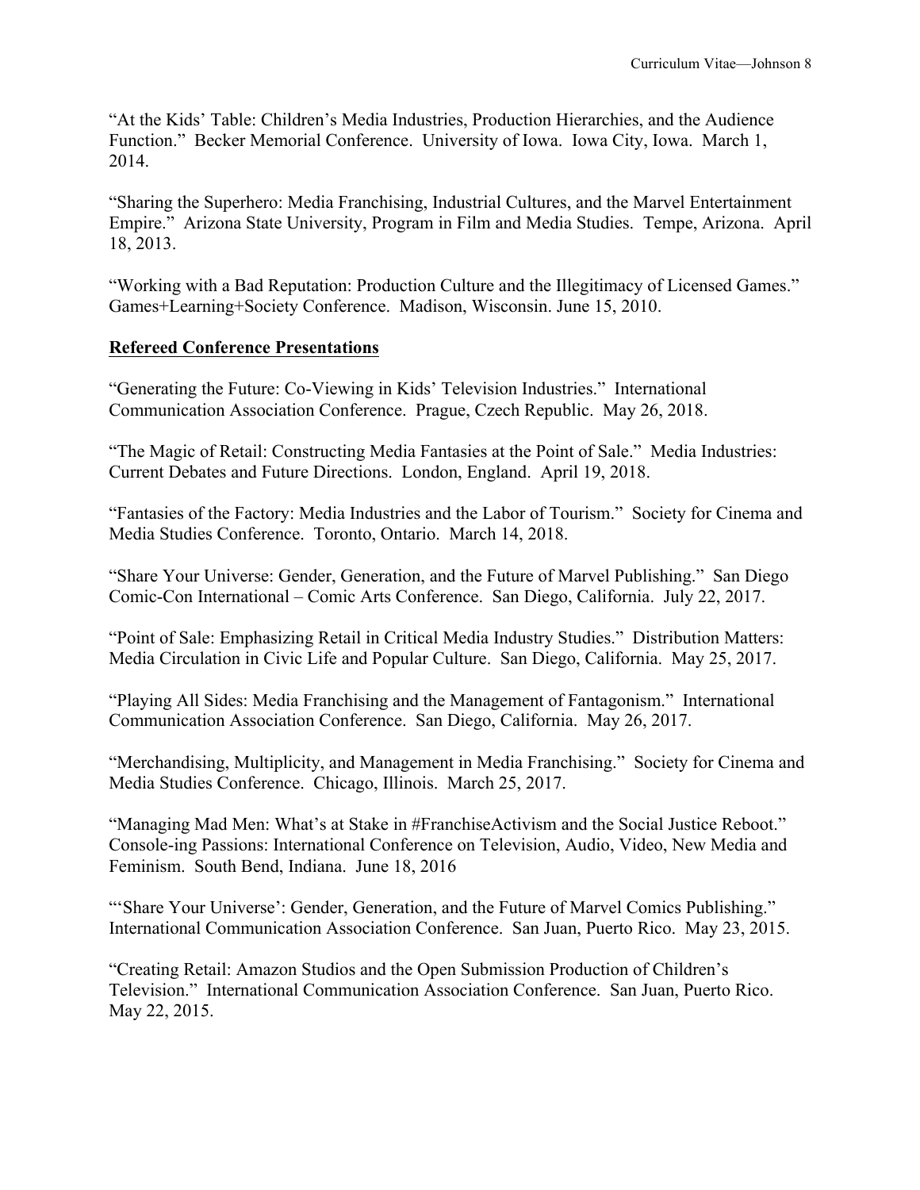"At the Kids' Table: Children's Media Industries, Production Hierarchies, and the Audience Function." Becker Memorial Conference. University of Iowa. Iowa City, Iowa. March 1, 2014.

"Sharing the Superhero: Media Franchising, Industrial Cultures, and the Marvel Entertainment Empire." Arizona State University, Program in Film and Media Studies. Tempe, Arizona. April 18, 2013.

"Working with a Bad Reputation: Production Culture and the Illegitimacy of Licensed Games." Games+Learning+Society Conference. Madison, Wisconsin. June 15, 2010.

**Refereed Conference Presentations**

"Generating the Future: Co-Viewing in Kids' Television Industries." International Communication Association Conference. Prague, Czech Republic. May 26, 2018.

"The Magic of Retail: Constructing Media Fantasies at the Point of Sale." Media Industries: Current Debates and Future Directions. London, England. April 19, 2018.

"Fantasies of the Factory: Media Industries and the Labor of Tourism." Society for Cinema and Media Studies Conference. Toronto, Ontario. March 14, 2018.

"Share Your Universe: Gender, Generation, and the Future of Marvel Publishing." San Diego Comic-Con International – Comic Arts Conference. San Diego, California. July 22, 2017.

"Point of Sale: Emphasizing Retail in Critical Media Industry Studies." Distribution Matters: Media Circulation in Civic Life and Popular Culture. San Diego, California. May 25, 2017.

"Playing All Sides: Media Franchising and the Management of Fantagonism." International Communication Association Conference. San Diego, California. May 26, 2017.

"Merchandising, Multiplicity, and Management in Media Franchising." Society for Cinema and Media Studies Conference. Chicago, Illinois. March 25, 2017.

"Managing Mad Men: What's at Stake in #FranchiseActivism and the Social Justice Reboot." Console-ing Passions: International Conference on Television, Audio, Video, New Media and Feminism. South Bend, Indiana. June 18, 2016

"'Share Your Universe': Gender, Generation, and the Future of Marvel Comics Publishing." International Communication Association Conference. San Juan, Puerto Rico. May 23, 2015.

"Creating Retail: Amazon Studios and the Open Submission Production of Children's Television." International Communication Association Conference. San Juan, Puerto Rico. May 22, 2015.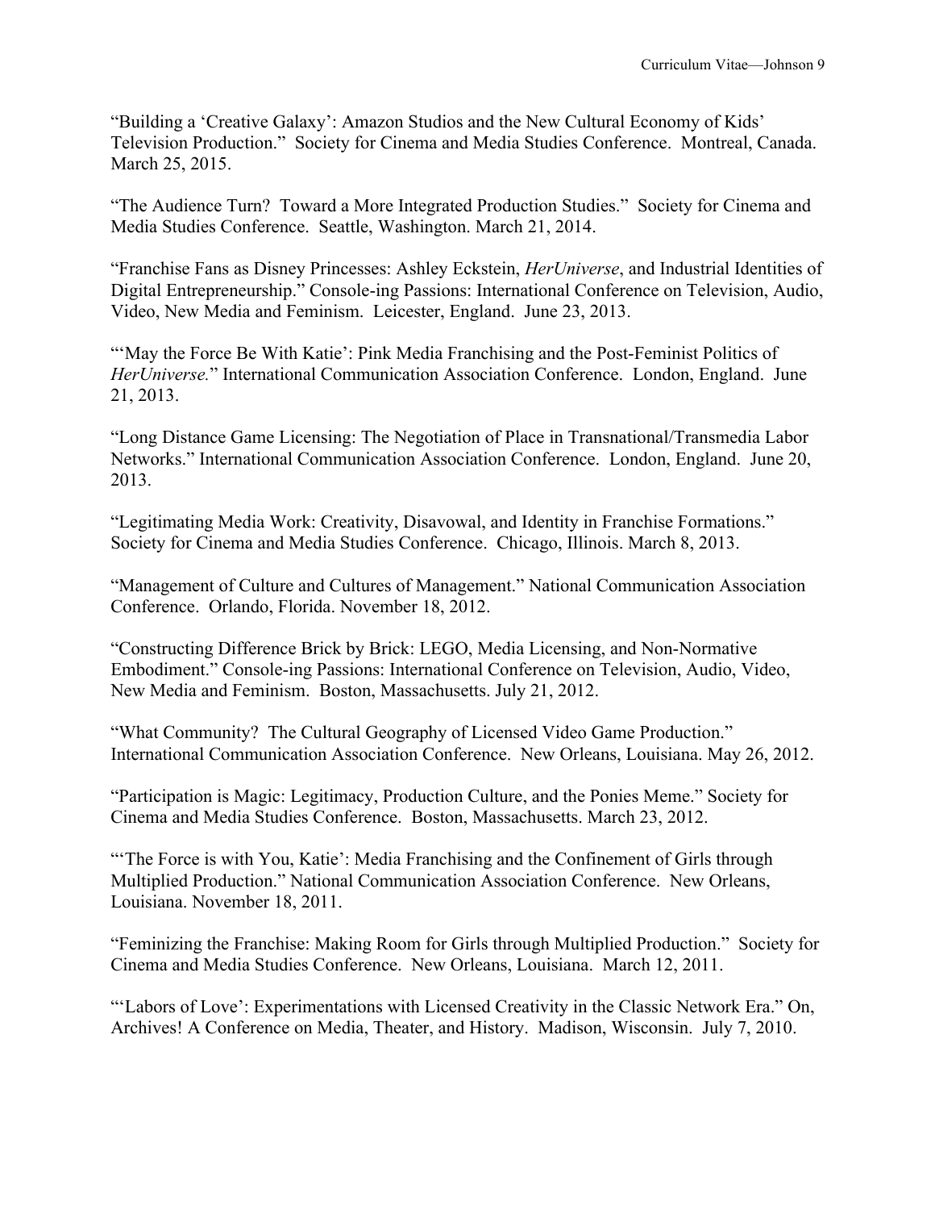"Building a 'Creative Galaxy': Amazon Studios and the New Cultural Economy of Kids' Television Production." Society for Cinema and Media Studies Conference. Montreal, Canada. March 25, 2015.

"The Audience Turn? Toward a More Integrated Production Studies." Society for Cinema and Media Studies Conference. Seattle, Washington. March 21, 2014.

"Franchise Fans as Disney Princesses: Ashley Eckstein, *HerUniverse*, and Industrial Identities of Digital Entrepreneurship." Console-ing Passions: International Conference on Television, Audio, Video, New Media and Feminism. Leicester, England. June 23, 2013.

"'May the Force Be With Katie': Pink Media Franchising and the Post-Feminist Politics of *HerUniverse.*" International Communication Association Conference. London, England. June 21, 2013.

"Long Distance Game Licensing: The Negotiation of Place in Transnational/Transmedia Labor Networks." International Communication Association Conference. London, England. June 20, 2013.

"Legitimating Media Work: Creativity, Disavowal, and Identity in Franchise Formations." Society for Cinema and Media Studies Conference. Chicago, Illinois. March 8, 2013.

"Management of Culture and Cultures of Management." National Communication Association Conference. Orlando, Florida. November 18, 2012.

"Constructing Difference Brick by Brick: LEGO, Media Licensing, and Non-Normative Embodiment." Console-ing Passions: International Conference on Television, Audio, Video, New Media and Feminism. Boston, Massachusetts. July 21, 2012.

"What Community? The Cultural Geography of Licensed Video Game Production." International Communication Association Conference. New Orleans, Louisiana. May 26, 2012.

"Participation is Magic: Legitimacy, Production Culture, and the Ponies Meme." Society for Cinema and Media Studies Conference. Boston, Massachusetts. March 23, 2012.

"'The Force is with You, Katie': Media Franchising and the Confinement of Girls through Multiplied Production." National Communication Association Conference. New Orleans, Louisiana. November 18, 2011.

"Feminizing the Franchise: Making Room for Girls through Multiplied Production." Society for Cinema and Media Studies Conference. New Orleans, Louisiana. March 12, 2011.

"'Labors of Love': Experimentations with Licensed Creativity in the Classic Network Era." On, Archives! A Conference on Media, Theater, and History. Madison, Wisconsin. July 7, 2010.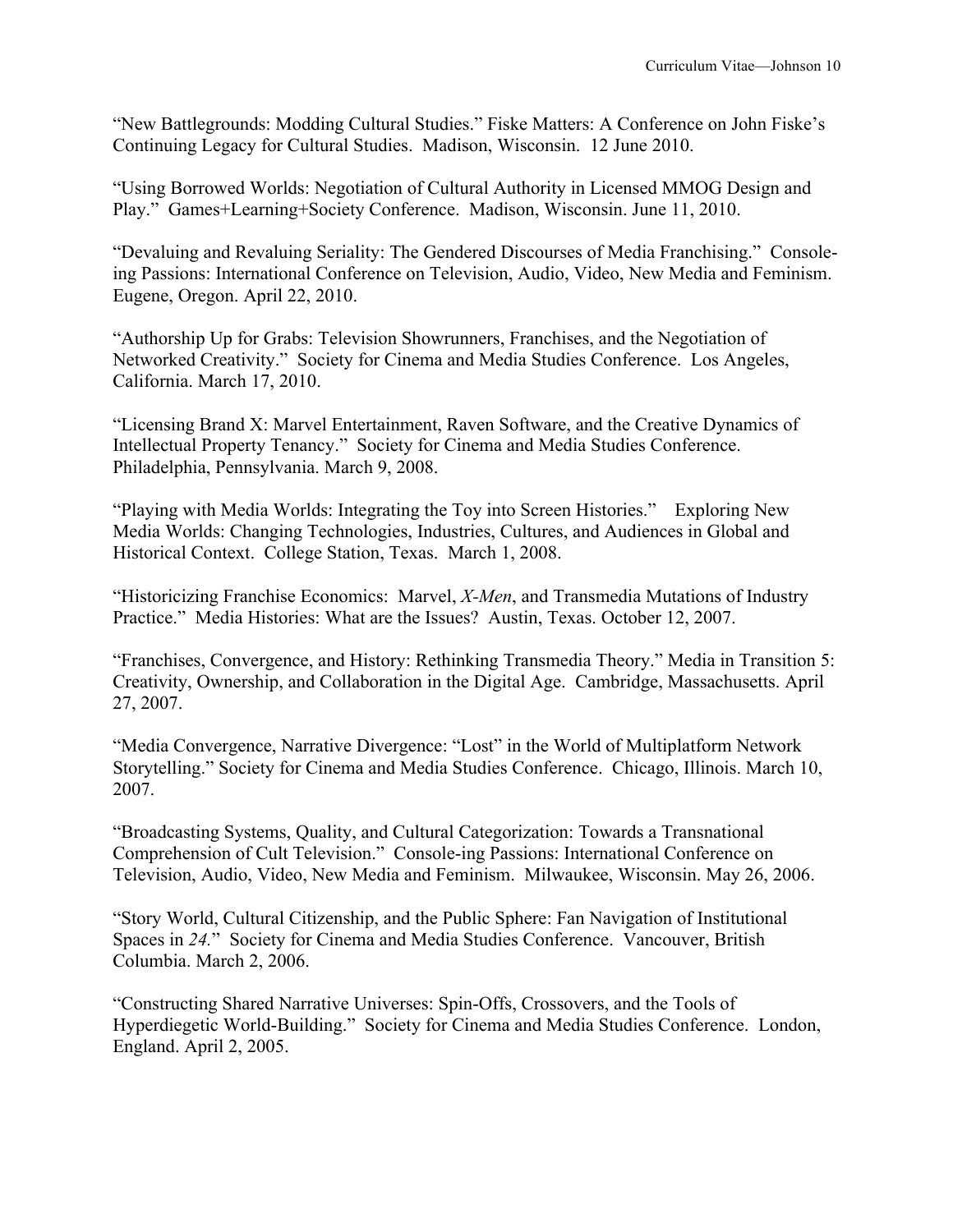"New Battlegrounds: Modding Cultural Studies." Fiske Matters: A Conference on John Fiske's Continuing Legacy for Cultural Studies. Madison, Wisconsin. 12 June 2010.

"Using Borrowed Worlds: Negotiation of Cultural Authority in Licensed MMOG Design and Play." Games+Learning+Society Conference. Madison, Wisconsin. June 11, 2010.

"Devaluing and Revaluing Seriality: The Gendered Discourses of Media Franchising." Console-ing Passions: International Conference on Television, Audio, Video, New Media and Feminism. Eugene, Oregon. April 22, 2010.

"Authorship Up for Grabs: Television Showrunners, Franchises, and the Negotiation of Networked Creativity." Society for Cinema and Media Studies Conference. Los Angeles, California. March 17, 2010.

"Licensing Brand X: Marvel Entertainment, Raven Software, and the Creative Dynamics of Intellectual Property Tenancy." Society for Cinema and Media Studies Conference. Philadelphia, Pennsylvania. March 9, 2008.

"Playing with Media Worlds: Integrating the Toy into Screen Histories." Exploring New Media Worlds: Changing Technologies, Industries, Cultures, and Audiences in Global and Historical Context. College Station, Texas. March 1, 2008.

"Historicizing Franchise Economics: Marvel, *X-Men*, and Transmedia Mutations of Industry Practice." Media Histories: What are the Issues? Austin, Texas. October 12, 2007.

"Franchises, Convergence, and History: Rethinking Transmedia Theory." Media in Transition 5: Creativity, Ownership, and Collaboration in the Digital Age. Cambridge, Massachusetts. April 27, 2007.

"Media Convergence, Narrative Divergence: "Lost" in the World of Multiplatform Network Storytelling." Society for Cinema and Media Studies Conference. Chicago, Illinois. March 10, 2007.

"Broadcasting Systems, Quality, and Cultural Categorization: Towards a Transnational Comprehension of Cult Television." Console-ing Passions: International Conference on Television, Audio, Video, New Media and Feminism. Milwaukee, Wisconsin. May 26, 2006.

"Story World, Cultural Citizenship, and the Public Sphere: Fan Navigation of Institutional Spaces in *24*." Society for Cinema and Media Studies Conference. Vancouver, British Columbia. March 2, 2006.

"Constructing Shared Narrative Universes: Spin-Offs, Crossovers, and the Tools of Hyperdiegetic World-Building." Society for Cinema and Media Studies Conference. London, England. April 2, 2005.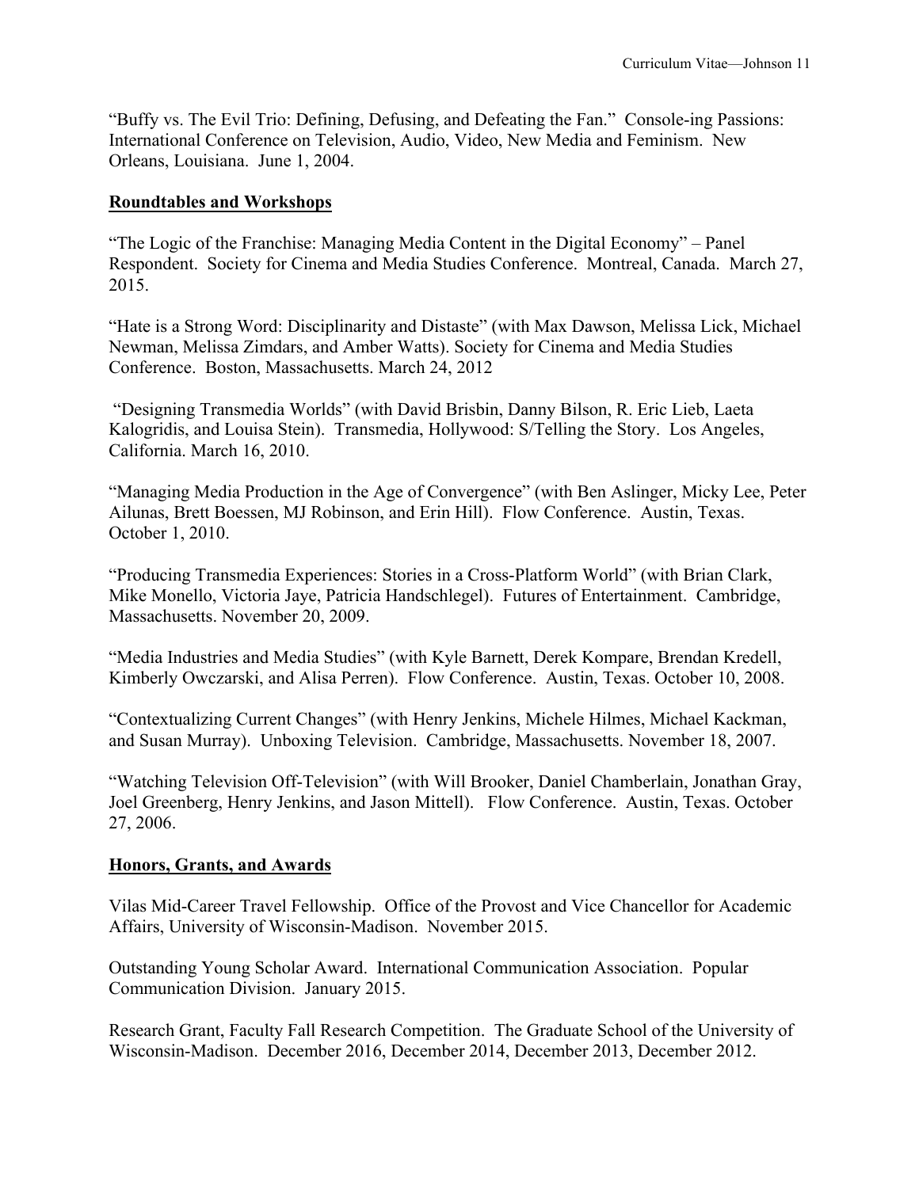"Buffy vs. The Evil Trio: Defining, Defusing, and Defeating the Fan." Console-ing Passions: International Conference on Television, Audio, Video, New Media and Feminism. New Orleans, Louisiana. June 1, 2004.

## Roundtables and Workshops

"The Logic of the Franchise: Managing Media Content in the Digital Economy" – Panel Respondent. Society for Cinema and Media Studies Conference. Montreal, Canada. March 27, 2015.

"Hate is a Strong Word: Disciplinarity and Distaste" (with Max Dawson, Melissa Lick, Michael Newman, Melissa Zimdars, and Amber Watts). Society for Cinema and Media Studies Conference. Boston, Massachusetts. March 24, 2012

"Designing Transmedia Worlds" (with David Brisbin, Danny Bilson, R. Eric Lieb, Laeta Kalogridis, and Louisa Stein). Transmedia, Hollywood: S/Telling the Story. Los Angeles, California. March 16, 2010.

"Managing Media Production in the Age of Convergence" (with Ben Aslinger, Micky Lee, Peter Ailunas, Brett Boessen, MJ Robinson, and Erin Hill). Flow Conference. Austin, Texas. October 1, 2010.

"Producing Transmedia Experiences: Stories in a Cross-Platform World" (with Brian Clark, Mike Monello, Victoria Jaye, Patricia Handschlegel). Futures of Entertainment. Cambridge, Massachusetts. November 20, 2009.

"Media Industries and Media Studies" (with Kyle Barnett, Derek Kompare, Brendan Kredell, Kimberly Owczarski, and Alisa Perren). Flow Conference. Austin, Texas. October 10, 2008.

"Contextualizing Current Changes" (with Henry Jenkins, Michele Hilmes, Michael Kackman, and Susan Murray). Unboxing Television. Cambridge, Massachusetts. November 18, 2007.

"Watching Television Off-Television" (with Will Brooker, Daniel Chamberlain, Jonathan Gray, Joel Greenberg, Henry Jenkins, and Jason Mittell). Flow Conference. Austin, Texas. October 27, 2006.

## Honors, Grants, and Awards

Vilas Mid-Career Travel Fellowship. Office of the Provost and Vice Chancellor for Academic Affairs, University of Wisconsin-Madison. November 2015.

Outstanding Young Scholar Award. International Communication Association. Popular Communication Division. January 2015.

Research Grant, Faculty Fall Research Competition. The Graduate School of the University of Wisconsin-Madison. December 2016, December 2014, December 2013, December 2012.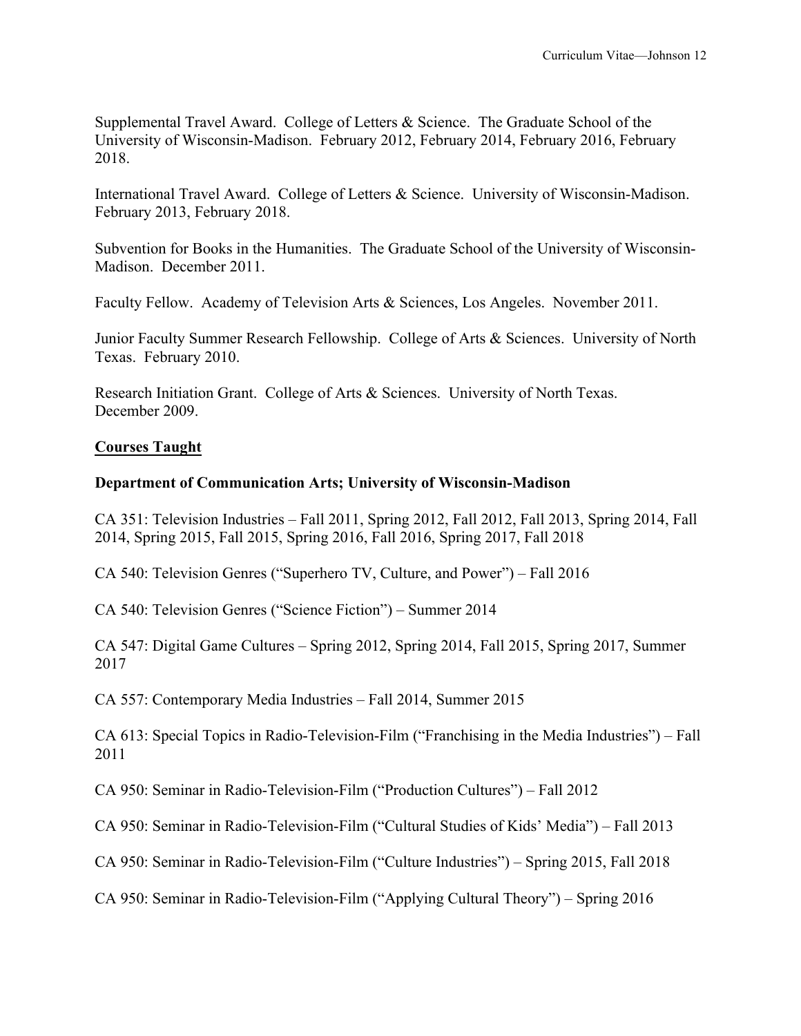Supplemental Travel Award. College of Letters & Science. The Graduate School of the University of Wisconsin-Madison. February 2012, February 2014, February 2016, February 2018.

International Travel Award. College of Letters & Science. University of Wisconsin-Madison. February 2013, February 2018.

Subvention for Books in the Humanities. The Graduate School of the University of Wisconsin-Madison. December 2011.

Faculty Fellow. Academy of Television Arts & Sciences, Los Angeles. November 2011.

Junior Faculty Summer Research Fellowship. College of Arts & Sciences. University of North Texas. February 2010.

Research Initiation Grant. College of Arts & Sciences. University of North Texas. December 2009.

## Courses Taught

### Department of Communication Arts; University of Wisconsin-Madison

CA 351: Television Industries – Fall 2011, Spring 2012, Fall 2012, Fall 2013, Spring 2014, Fall 2014, Spring 2015, Fall 2015, Spring 2016, Fall 2016, Spring 2017, Fall 2018

CA 540: Television Genres ("Superhero TV, Culture, and Power") – Fall 2016

CA 540: Television Genres ("Science Fiction") – Summer 2014

CA 547: Digital Game Cultures – Spring 2012, Spring 2014, Fall 2015, Spring 2017, Summer 2017

CA 557: Contemporary Media Industries – Fall 2014, Summer 2015

CA 613: Special Topics in Radio-Television-Film ("Franchising in the Media Industries") – Fall 2011

CA 950: Seminar in Radio-Television-Film ("Production Cultures") – Fall 2012

CA 950: Seminar in Radio-Television-Film ("Cultural Studies of Kids' Media") – Fall 2013

CA 950: Seminar in Radio-Television-Film ("Culture Industries") – Spring 2015, Fall 2018

CA 950: Seminar in Radio-Television-Film ("Applying Cultural Theory") – Spring 2016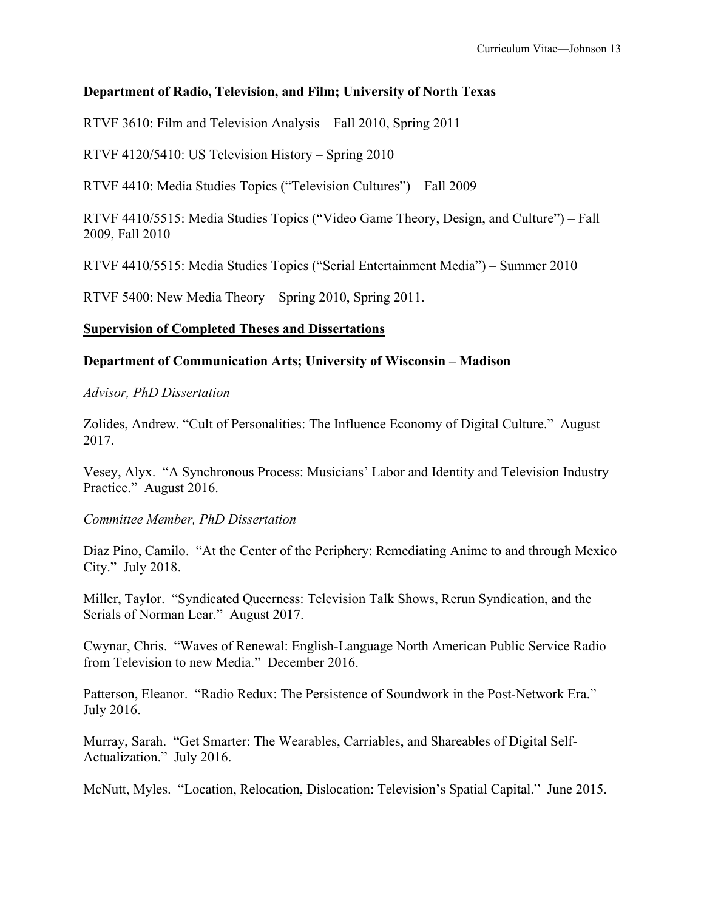**Department of Radio, Television, and Film; University of North Texas**

RTVF 3610: Film and Television Analysis – Fall 2010, Spring 2011

RTVF 4120/5410: US Television History – Spring 2010

RTVF 4410: Media Studies Topics ("Television Cultures") – Fall 2009

RTVF 4410/5515: Media Studies Topics ("Video Game Theory, Design, and Culture") – Fall 2009, Fall 2010

RTVF 4410/5515: Media Studies Topics ("Serial Entertainment Media") – Summer 2010

RTVF 5400: New Media Theory – Spring 2010, Spring 2011.

## <u>Supervision of Completed Theses and Dissertations</u>

**Department of Communication Arts; University of Wisconsin – Madison**

*Advisor, PhD Dissertation*

Zolides, Andrew. "Cult of Personalities: The Influence Economy of Digital Culture." August 2017.

Vesey, Alyx. "A Synchronous Process: Musicians' Labor and Identity and Television Industry Practice." August 2016.

*Committee Member, PhD Dissertation*

Diaz Pino, Camilo. "At the Center of the Periphery: Remediating Anime to and through Mexico City." July 2018.

Miller, Taylor. "Syndicated Queerness: Television Talk Shows, Rerun Syndication, and the Serials of Norman Lear." August 2017.

Cwynar, Chris. "Waves of Renewal: English-Language North American Public Service Radio from Television to new Media." December 2016.

Patterson, Eleanor. "Radio Redux: The Persistence of Soundwork in the Post-Network Era." July 2016.

Murray, Sarah. "Get Smarter: The Wearables, Carriables, and Shareables of Digital Self-Actualization." July 2016.

McNutt, Myles. "Location, Relocation, Dislocation: Television's Spatial Capital." June 2015.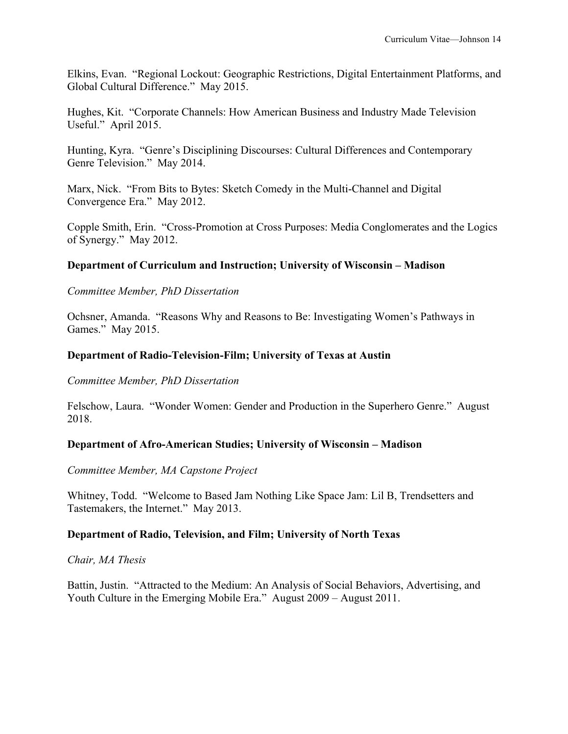Elkins, Evan. "Regional Lockout: Geographic Restrictions, Digital Entertainment Platforms, and Global Cultural Difference." May 2015.

Hughes, Kit. "Corporate Channels: How American Business and Industry Made Television Useful." April 2015.

Hunting, Kyra. "Genre's Disciplining Discourses: Cultural Differences and Contemporary Genre Television." May 2014.

Marx, Nick. "From Bits to Bytes: Sketch Comedy in the Multi-Channel and Digital Convergence Era." May 2012.

Copple Smith, Erin. "Cross-Promotion at Cross Purposes: Media Conglomerates and the Logics of Synergy." May 2012.

**Department of Curriculum and Instruction; University of Wisconsin – Madison**

*Committee Member, PhD Dissertation*

Ochsner, Amanda. "Reasons Why and Reasons to Be: Investigating Women's Pathways in Games." May 2015.

**Department of Radio-Television-Film; University of Texas at Austin**

*Committee Member, PhD Dissertation*

Felschow, Laura. "Wonder Women: Gender and Production in the Superhero Genre." August 2018.

**Department of Afro-American Studies; University of Wisconsin – Madison**

*Committee Member, MA Capstone Project*

Whitney, Todd. "Welcome to Based Jam Nothing Like Space Jam: Lil B, Trendsetters and Tastemakers, the Internet." May 2013.

**Department of Radio, Television, and Film; University of North Texas**

*Chair, MA Thesis*

Battin, Justin. "Attracted to the Medium: An Analysis of Social Behaviors, Advertising, and Youth Culture in the Emerging Mobile Era." August 2009 – August 2011.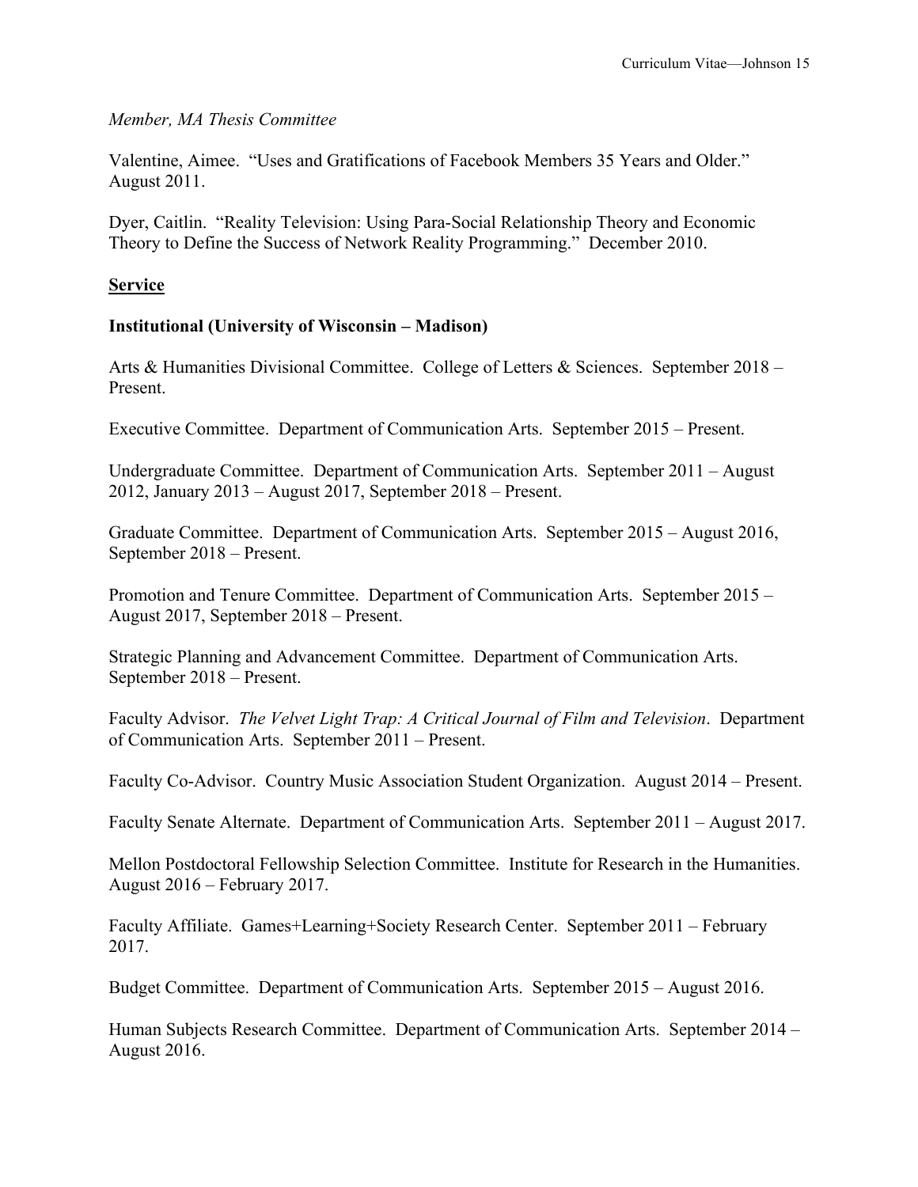*Member, MA Thesis Committee*

Valentine, Aimee. "Uses and Gratifications of Facebook Members 35 Years and Older." August 2011.

Dyer, Caitlin. "Reality Television: Using Para-Social Relationship Theory and Economic Theory to Define the Success of Network Reality Programming." December 2010.

## Service

### Institutional (University of Wisconsin – Madison)

Arts & Humanities Divisional Committee. College of Letters & Sciences. September 2018 – Present.

Executive Committee. Department of Communication Arts. September 2015 – Present.

Undergraduate Committee. Department of Communication Arts. September 2011 – August 2012, January 2013 – August 2017, September 2018 – Present.

Graduate Committee. Department of Communication Arts. September 2015 – August 2016, September 2018 – Present.

Promotion and Tenure Committee. Department of Communication Arts. September 2015 – August 2017, September 2018 – Present.

Strategic Planning and Advancement Committee. Department of Communication Arts. September 2018 – Present.

Faculty Advisor. *The Velvet Light Trap: A Critical Journal of Film and Television*. Department of Communication Arts. September 2011 – Present.

Faculty Co-Advisor. Country Music Association Student Organization. August 2014 – Present.

Faculty Senate Alternate. Department of Communication Arts. September 2011 – August 2017.

Mellon Postdoctoral Fellowship Selection Committee. Institute for Research in the Humanities. August 2016 – February 2017.

Faculty Affiliate. Games+Learning+Society Research Center. September 2011 – February 2017.

Budget Committee. Department of Communication Arts. September 2015 – August 2016.

Human Subjects Research Committee. Department of Communication Arts. September 2014 – August 2016.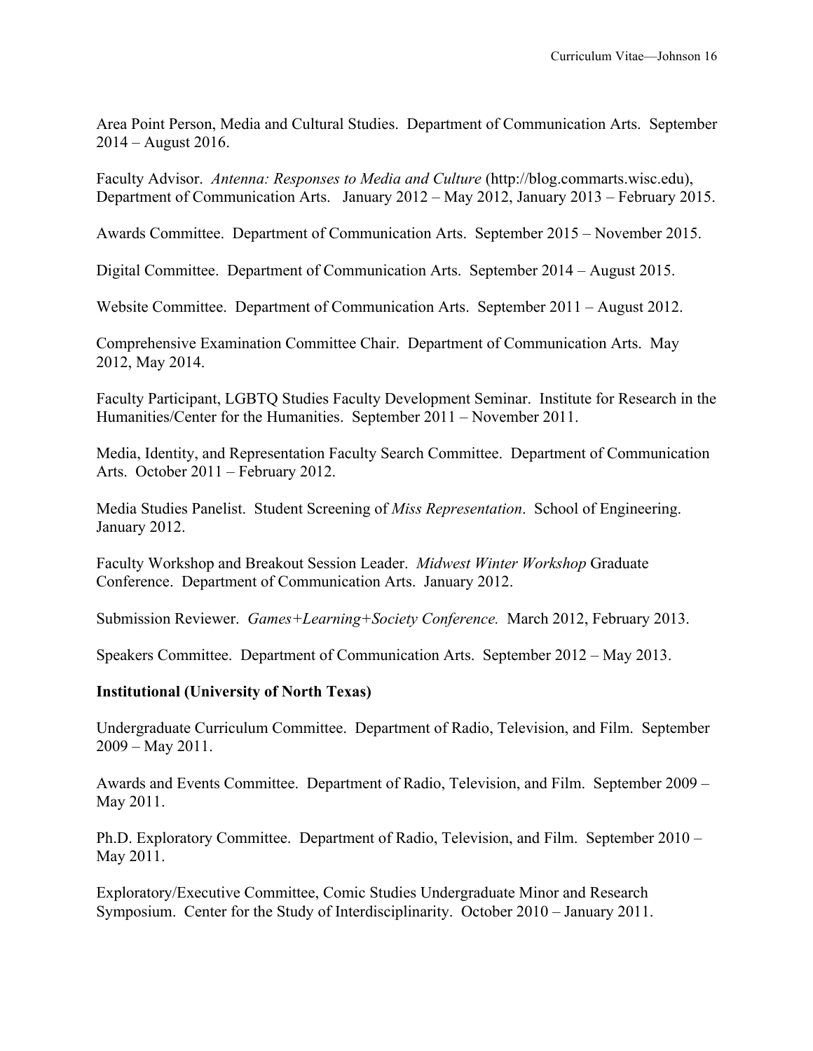Area Point Person, Media and Cultural Studies. Department of Communication Arts. September 2014 – August 2016.

Faculty Advisor. *Antenna: Responses to Media and Culture* (http://blog.commarts.wisc.edu), Department of Communication Arts. January 2012 – May 2012, January 2013 – February 2015.

Awards Committee. Department of Communication Arts. September 2015 – November 2015.

Digital Committee. Department of Communication Arts. September 2014 – August 2015.

Website Committee. Department of Communication Arts. September 2011 – August 2012.

Comprehensive Examination Committee Chair. Department of Communication Arts. May 2012, May 2014.

Faculty Participant, LGBTQ Studies Faculty Development Seminar. Institute for Research in the Humanities/Center for the Humanities. September 2011 – November 2011.

Media, Identity, and Representation Faculty Search Committee. Department of Communication Arts. October 2011 – February 2012.

Media Studies Panelist. Student Screening of *Miss Representation*. School of Engineering. January 2012.

Faculty Workshop and Breakout Session Leader. *Midwest Winter Workshop* Graduate Conference. Department of Communication Arts. January 2012.

Submission Reviewer. *Games+Learning+Society Conference.* March 2012, February 2013.

Speakers Committee. Department of Communication Arts. September 2012 – May 2013.

**Institutional (University of North Texas)**

Undergraduate Curriculum Committee. Department of Radio, Television, and Film. September 2009 – May 2011.

Awards and Events Committee. Department of Radio, Television, and Film. September 2009 – May 2011.

Ph.D. Exploratory Committee. Department of Radio, Television, and Film. September 2010 – May 2011.

Exploratory/Executive Committee, Comic Studies Undergraduate Minor and Research Symposium. Center for the Study of Interdisciplinarity. October 2010 – January 2011.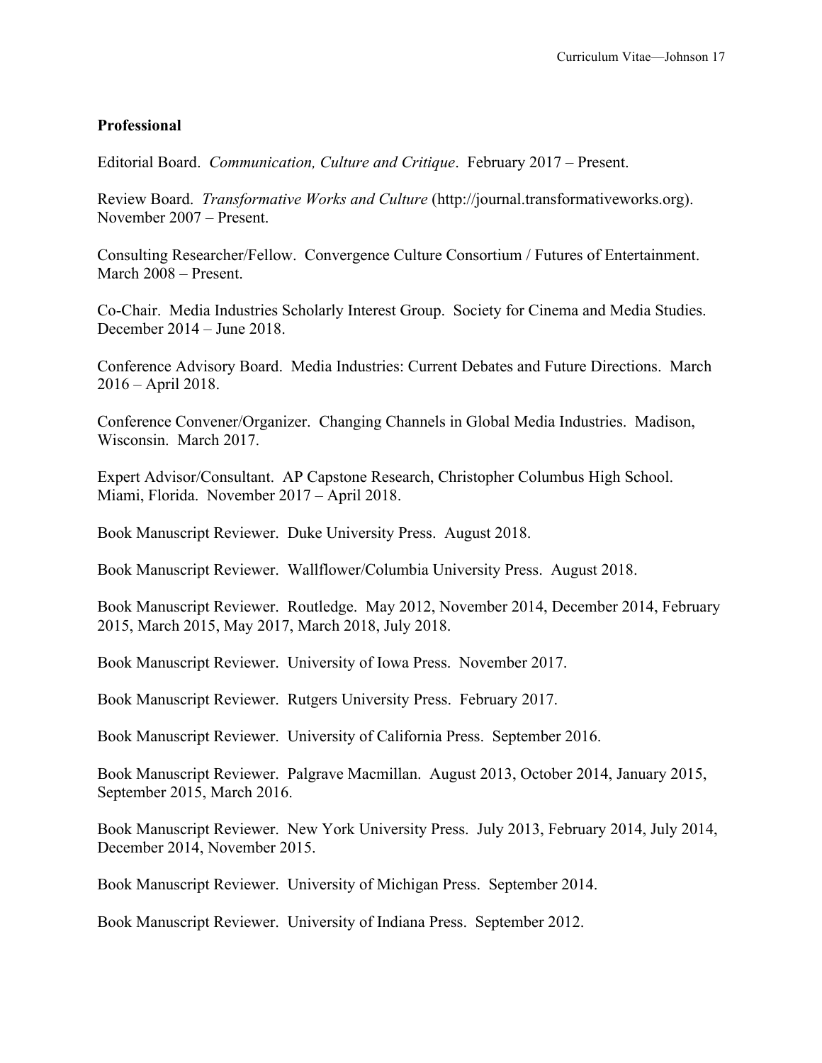**Professional**

Editorial Board. *Communication, Culture and Critique*. February 2017 – Present.

Review Board. *Transformative Works and Culture* (http://journal.transformativeworks.org). November 2007 – Present.

Consulting Researcher/Fellow. Convergence Culture Consortium / Futures of Entertainment. March 2008 – Present.

Co-Chair. Media Industries Scholarly Interest Group. Society for Cinema and Media Studies. December 2014 – June 2018.

Conference Advisory Board. Media Industries: Current Debates and Future Directions. March 2016 – April 2018.

Conference Convener/Organizer. Changing Channels in Global Media Industries. Madison, Wisconsin. March 2017.

Expert Advisor/Consultant. AP Capstone Research, Christopher Columbus High School. Miami, Florida. November 2017 – April 2018.

Book Manuscript Reviewer. Duke University Press. August 2018.

Book Manuscript Reviewer. Wallflower/Columbia University Press. August 2018.

Book Manuscript Reviewer. Routledge. May 2012, November 2014, December 2014, February 2015, March 2015, May 2017, March 2018, July 2018.

Book Manuscript Reviewer. University of Iowa Press. November 2017.

Book Manuscript Reviewer. Rutgers University Press. February 2017.

Book Manuscript Reviewer. University of California Press. September 2016.

Book Manuscript Reviewer. Palgrave Macmillan. August 2013, October 2014, January 2015, September 2015, March 2016.

Book Manuscript Reviewer. New York University Press. July 2013, February 2014, July 2014, December 2014, November 2015.

Book Manuscript Reviewer. University of Michigan Press. September 2014.

Book Manuscript Reviewer. University of Indiana Press. September 2012.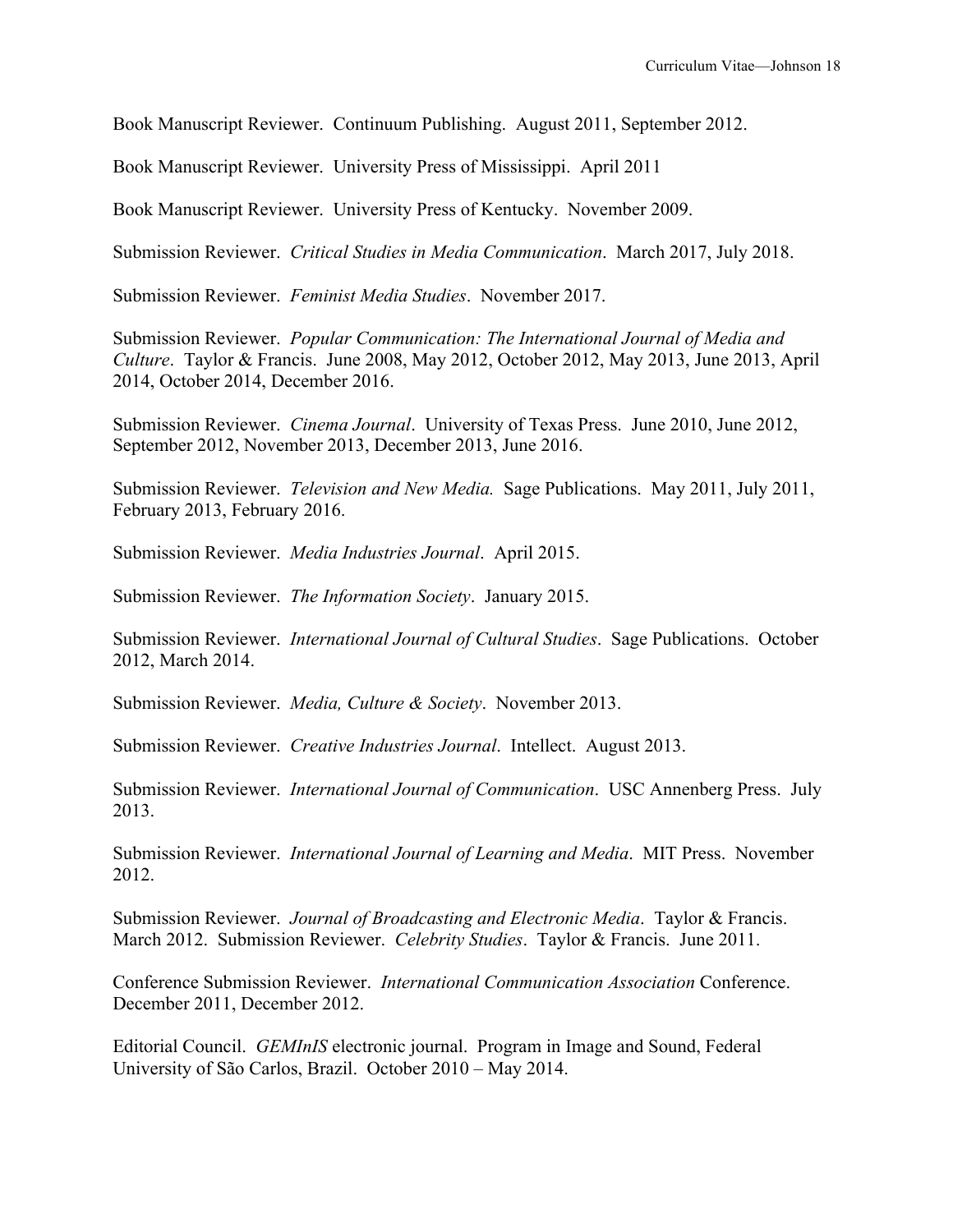Book Manuscript Reviewer. Continuum Publishing. August 2011, September 2012.

Book Manuscript Reviewer. University Press of Mississippi. April 2011

Book Manuscript Reviewer. University Press of Kentucky. November 2009.

Submission Reviewer. *Critical Studies in Media Communication*. March 2017, July 2018.

Submission Reviewer. *Feminist Media Studies*. November 2017.

Submission Reviewer. *Popular Communication: The International Journal of Media and Culture*. Taylor & Francis. June 2008, May 2012, October 2012, May 2013, June 2013, April 2014, October 2014, December 2016.

Submission Reviewer. *Cinema Journal*. University of Texas Press. June 2010, June 2012, September 2012, November 2013, December 2013, June 2016.

Submission Reviewer. *Television and New Media.* Sage Publications. May 2011, July 2011, February 2013, February 2016.

Submission Reviewer. *Media Industries Journal*. April 2015.

Submission Reviewer. *The Information Society*. January 2015.

Submission Reviewer. *International Journal of Cultural Studies*. Sage Publications. October 2012, March 2014.

Submission Reviewer. *Media, Culture & Society*. November 2013.

Submission Reviewer. *Creative Industries Journal*. Intellect. August 2013.

Submission Reviewer. *International Journal of Communication*. USC Annenberg Press. July 2013.

Submission Reviewer. *International Journal of Learning and Media*. MIT Press. November 2012.

Submission Reviewer. *Journal of Broadcasting and Electronic Media*. Taylor & Francis. March 2012. Submission Reviewer. *Celebrity Studies*. Taylor & Francis. June 2011.

Conference Submission Reviewer. *International Communication Association* Conference. December 2011, December 2012.

Editorial Council. *GEMInIS* electronic journal. Program in Image and Sound, Federal University of São Carlos, Brazil. October 2010 – May 2014.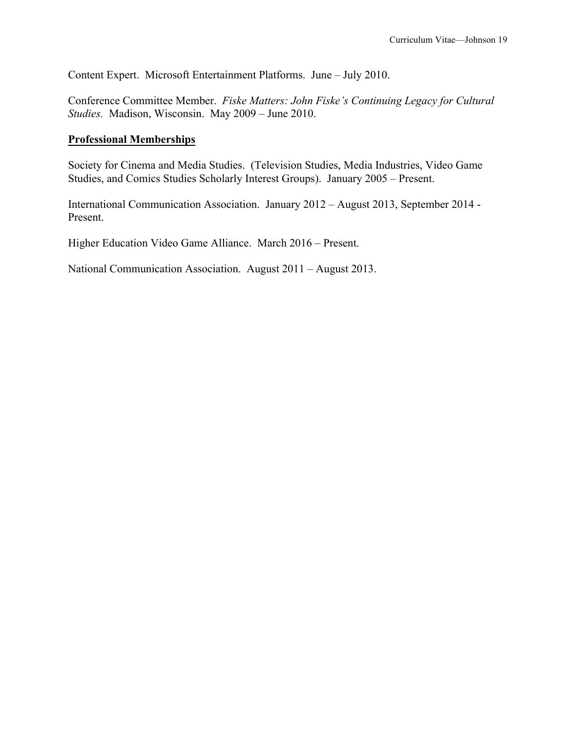Content Expert. Microsoft Entertainment Platforms. June – July 2010.

Conference Committee Member. *Fiske Matters: John Fiske's Continuing Legacy for Cultural Studies.* Madison, Wisconsin. May 2009 – June 2010.

## Professional Memberships

Society for Cinema and Media Studies. (Television Studies, Media Industries, Video Game Studies, and Comics Studies Scholarly Interest Groups). January 2005 – Present.

International Communication Association. January 2012 – August 2013, September 2014 - Present.

Higher Education Video Game Alliance. March 2016 – Present.

National Communication Association. August 2011 – August 2013.